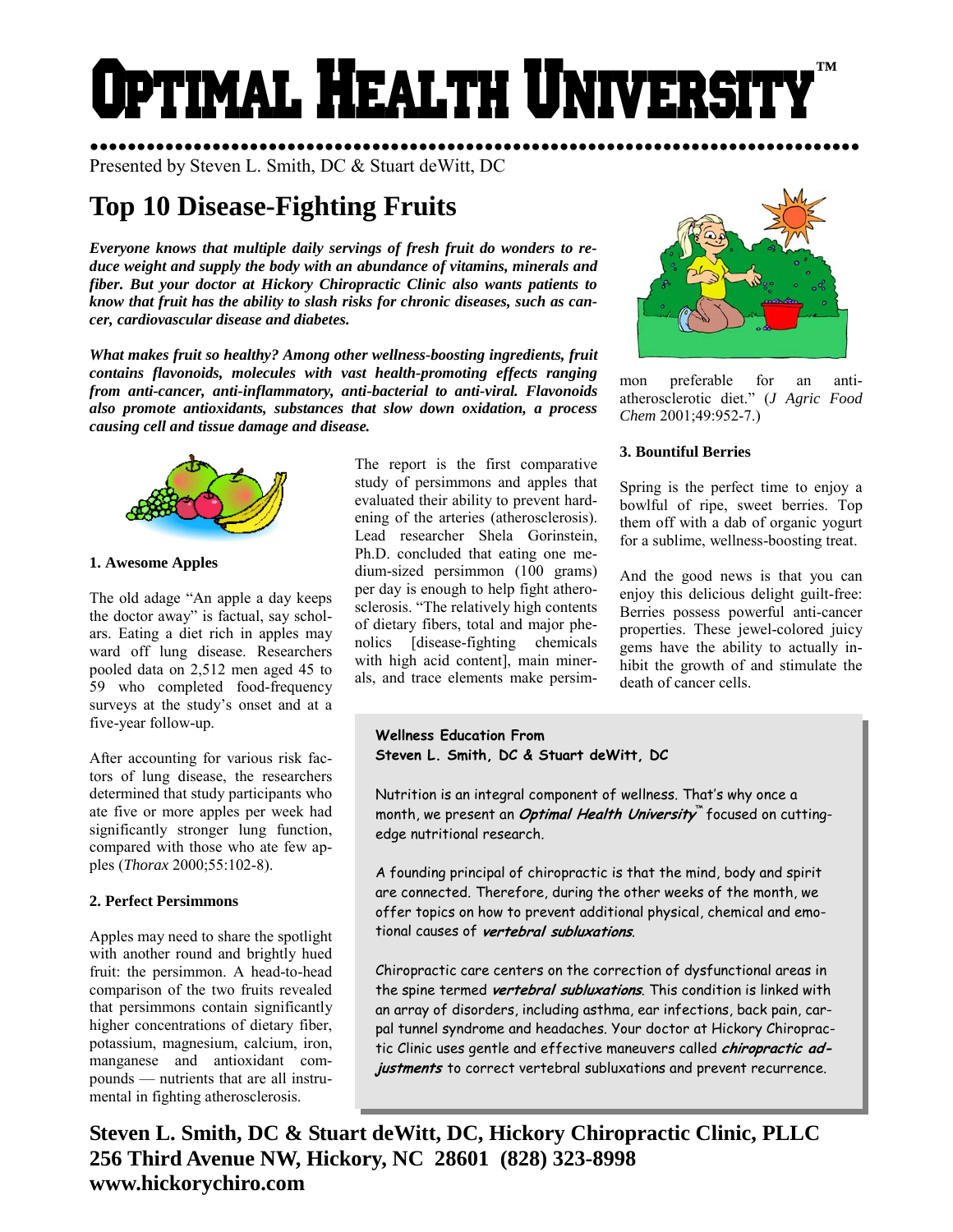# Optimal Health University™

Presented by Steven L. Smith, DC & Stuart deWitt, DC

## Top 10 Disease-Fighting Fruits

***Everyone knows that multiple daily servings of fresh fruit do wonders to reduce weight and supply the body with an abundance of vitamins, minerals and fiber. But your doctor at Hickory Chiropractic Clinic also wants patients to know that fruit has the ability to slash risks for chronic diseases, such as cancer, cardiovascular disease and diabetes.***

***What makes fruit so healthy? Among other wellness-boosting ingredients, fruit contains flavonoids, molecules with vast health-promoting effects ranging from anti-cancer, anti-inflammatory, anti-bacterial to anti-viral. Flavonoids also promote antioxidants, substances that slow down oxidation, a process causing cell and tissue damage and disease.***

#### 1. Awesome Apples

The old adage "An apple a day keeps the doctor away" is factual, say scholars. Eating a diet rich in apples may ward off lung disease. Researchers pooled data on 2,512 men aged 45 to 59 who completed food-frequency surveys at the study's onset and at a five-year follow-up.

After accounting for various risk factors of lung disease, the researchers determined that study participants who ate five or more apples per week had significantly stronger lung function, compared with those who ate few apples (*Thorax* 2000;55:102-8).

#### 2. Perfect Persimmons

Apples may need to share the spotlight with another round and brightly hued fruit: the persimmon. A head-to-head comparison of the two fruits revealed that persimmons contain significantly higher concentrations of dietary fiber, potassium, magnesium, calcium, iron, manganese and antioxidant compounds — nutrients that are all instrumental in fighting atherosclerosis.

The report is the first comparative study of persimmons and apples that evaluated their ability to prevent hardening of the arteries (atherosclerosis). Lead researcher Shela Gorinstein, Ph.D. concluded that eating one medium-sized persimmon (100 grams) per day is enough to help fight atherosclerosis. "The relatively high contents of dietary fibers, total and major phenolics [disease-fighting chemicals with high acid content], main minerals, and trace elements make persimmon preferable for an anti-atherosclerotic diet." (*J Agric Food Chem* 2001;49:952-7.)

#### 3. Bountiful Berries

Spring is the perfect time to enjoy a bowlful of ripe, sweet berries. Top them off with a dab of organic yogurt for a sublime, wellness-boosting treat.

And the good news is that you can enjoy this delicious delight guilt-free: Berries possess powerful anti-cancer properties. These jewel-colored juicy gems have the ability to actually inhibit the growth of and stimulate the death of cancer cells.

---

**Wellness Education From**
**Steven L. Smith, DC & Stuart deWitt, DC**

Nutrition is an integral component of wellness. That's why once a month, we present an ***Optimal Health University***™ focused on cutting-edge nutritional research.

A founding principal of chiropractic is that the mind, body and spirit are connected. Therefore, during the other weeks of the month, we offer topics on how to prevent additional physical, chemical and emotional causes of ***vertebral subluxations***.

Chiropractic care centers on the correction of dysfunctional areas in the spine termed ***vertebral subluxations***. This condition is linked with an array of disorders, including asthma, ear infections, back pain, carpal tunnel syndrome and headaches. Your doctor at Hickory Chiropractic Clinic uses gentle and effective maneuvers called ***chiropractic adjustments*** to correct vertebral subluxations and prevent recurrence.

---

**Steven L. Smith, DC & Stuart deWitt, DC, Hickory Chiropractic Clinic, PLLC**
**256 Third Avenue NW, Hickory, NC 28601 (828) 323-8998**
**www.hickorychiro.com**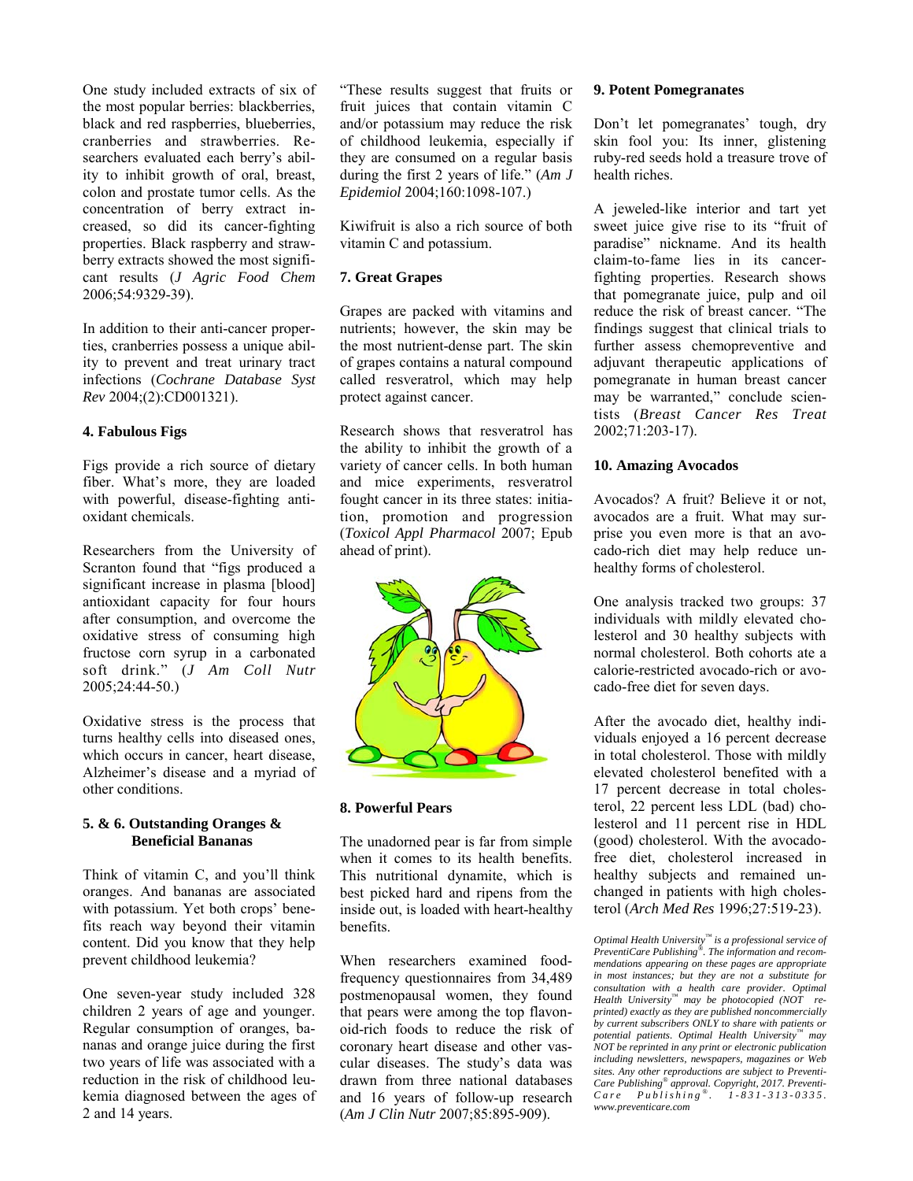One study included extracts of six of the most popular berries: blackberries, black and red raspberries, blueberries, cranberries and strawberries. Researchers evaluated each berry's ability to inhibit growth of oral, breast, colon and prostate tumor cells. As the concentration of berry extract increased, so did its cancer-fighting properties. Black raspberry and strawberry extracts showed the most significant results (*J Agric Food Chem* 2006;54:9329-39).

In addition to their anti-cancer properties, cranberries possess a unique ability to prevent and treat urinary tract infections (*Cochrane Database Syst Rev* 2004;(2):CD001321).

#### 4. Fabulous Figs

Figs provide a rich source of dietary fiber. What's more, they are loaded with powerful, disease-fighting antioxidant chemicals.

Researchers from the University of Scranton found that "figs produced a significant increase in plasma [blood] antioxidant capacity for four hours after consumption, and overcome the oxidative stress of consuming high fructose corn syrup in a carbonated soft drink." (*J Am Coll Nutr* 2005;24:44-50.)

Oxidative stress is the process that turns healthy cells into diseased ones, which occurs in cancer, heart disease, Alzheimer's disease and a myriad of other conditions.

#### 5. & 6. Outstanding Oranges & Beneficial Bananas

Think of vitamin C, and you'll think oranges. And bananas are associated with potassium. Yet both crops' benefits reach way beyond their vitamin content. Did you know that they help prevent childhood leukemia?

One seven-year study included 328 children 2 years of age and younger. Regular consumption of oranges, bananas and orange juice during the first two years of life was associated with a reduction in the risk of childhood leukemia diagnosed between the ages of 2 and 14 years.

"These results suggest that fruits or fruit juices that contain vitamin C and/or potassium may reduce the risk of childhood leukemia, especially if they are consumed on a regular basis during the first 2 years of life." (*Am J Epidemiol* 2004;160:1098-107.)

Kiwifruit is also a rich source of both vitamin C and potassium.

#### 7. Great Grapes

Grapes are packed with vitamins and nutrients; however, the skin may be the most nutrient-dense part. The skin of grapes contains a natural compound called resveratrol, which may help protect against cancer.

Research shows that resveratrol has the ability to inhibit the growth of a variety of cancer cells. In both human and mice experiments, resveratrol fought cancer in its three states: initiation, promotion and progression (*Toxicol Appl Pharmacol* 2007; Epub ahead of print).

#### 8. Powerful Pears

The unadorned pear is far from simple when it comes to its health benefits. This nutritional dynamite, which is best picked hard and ripens from the inside out, is loaded with heart-healthy benefits.

When researchers examined food-frequency questionnaires from 34,489 postmenopausal women, they found that pears were among the top flavonoid-rich foods to reduce the risk of coronary heart disease and other vascular diseases. The study's data was drawn from three national databases and 16 years of follow-up research (*Am J Clin Nutr* 2007;85:895-909).

#### 9. Potent Pomegranates

Don't let pomegranates' tough, dry skin fool you: Its inner, glistening ruby-red seeds hold a treasure trove of health riches.

A jeweled-like interior and tart yet sweet juice give rise to its "fruit of paradise" nickname. And its health claim-to-fame lies in its cancer-fighting properties. Research shows that pomegranate juice, pulp and oil reduce the risk of breast cancer. "The findings suggest that clinical trials to further assess chemopreventive and adjuvant therapeutic applications of pomegranate in human breast cancer may be warranted," conclude scientists (*Breast Cancer Res Treat* 2002;71:203-17).

#### 10. Amazing Avocados

Avocados? A fruit? Believe it or not, avocados are a fruit. What may surprise you even more is that an avocado-rich diet may help reduce unhealthy forms of cholesterol.

One analysis tracked two groups: 37 individuals with mildly elevated cholesterol and 30 healthy subjects with normal cholesterol. Both cohorts ate a calorie-restricted avocado-rich or avocado-free diet for seven days.

After the avocado diet, healthy individuals enjoyed a 16 percent decrease in total cholesterol. Those with mildly elevated cholesterol benefited with a 17 percent decrease in total cholesterol, 22 percent less LDL (bad) cholesterol and 11 percent rise in HDL (good) cholesterol. With the avocado-free diet, cholesterol increased in healthy subjects and remained unchanged in patients with high cholesterol (*Arch Med Res* 1996;27:519-23).

*Optimal Health University™ is a professional service of PreventiCare Publishing®. The information and recommendations appearing on these pages are appropriate in most instances; but they are not a substitute for consultation with a health care provider. Optimal Health University™ may be photocopied (NOT reprinted) exactly as they are published noncommercially by current subscribers ONLY to share with patients or potential patients. Optimal Health University™ may NOT be reprinted in any print or electronic publication including newsletters, newspapers, magazines or Web sites. Any other reproductions are subject to PreventiCare Publishing® approval. Copyright, 2017. PreventiCare Publishing®. 1-831-313-0335. www.preventicare.com*